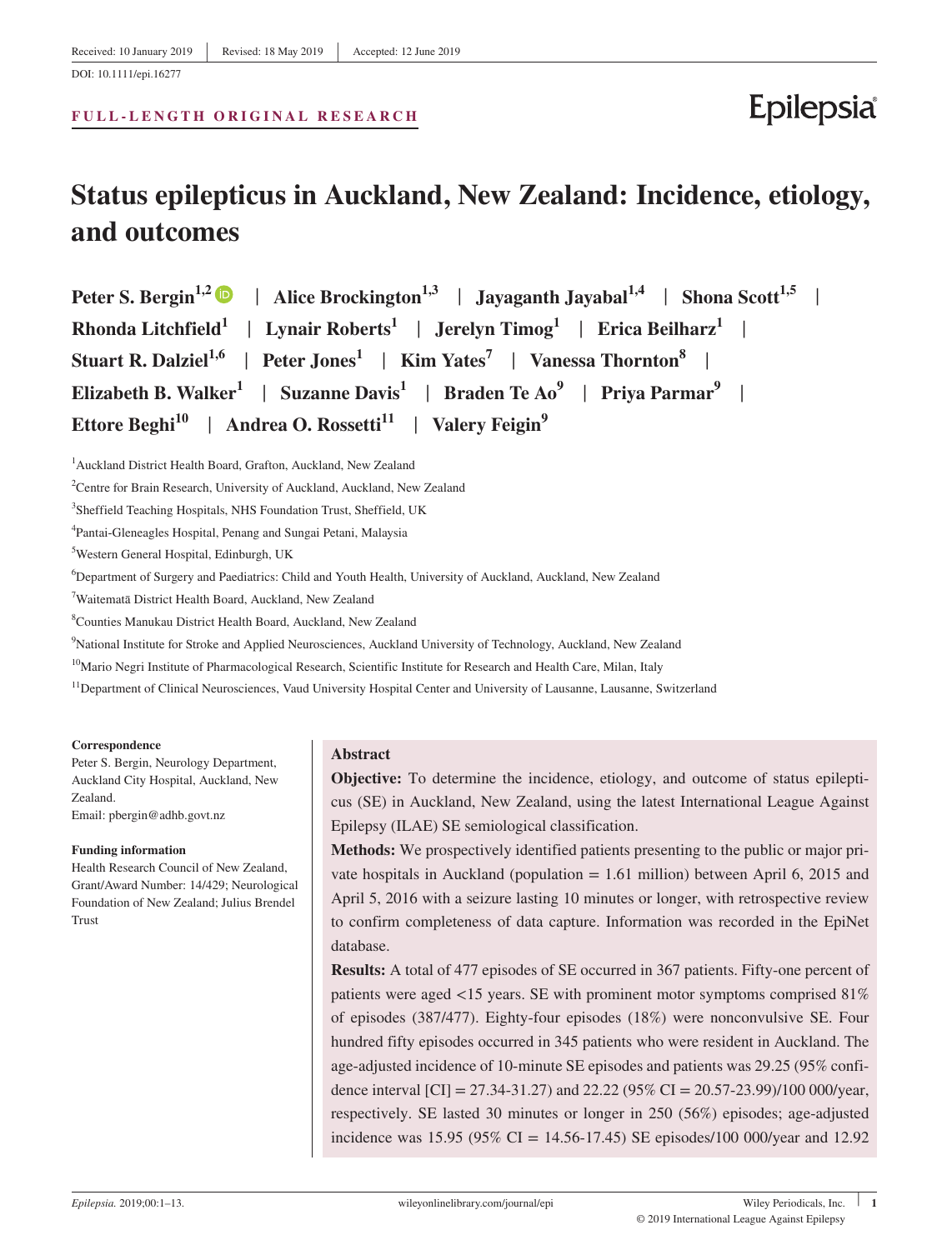Received: 10 January 2019 | Revised: 18 May 2019 | Accepted: 12 June 2019

DOI: 10.1111/epi.16277

**FULL-LENGTH ORIGINAL RESEARCH**

# Status epilepticus in Auckland, New Zealand: Incidence, etiology, and outcomes

**Peter S. Bergin[1,2] | Alice Brockington[1,3] | Jayaganth Jayabal[1,4] | Shona Scott[1,5] | Rhonda Litchfield[1] | Lynair Roberts[1] | Jerelyn Timog[1] | Erica Beilharz[1] | Stuart R. Dalziel[1,6] | Peter Jones[1] | Kim Yates[7] | Vanessa Thornton[8] | Elizabeth B. Walker[1] | Suzanne Davis[1] | Braden Te Ao[9] | Priya Parmar[9] | Ettore Beghi[10] | Andrea O. Rossetti[11] | Valery Feigin[9]**

[1]Auckland District Health Board, Grafton, Auckland, New Zealand
[2]Centre for Brain Research, University of Auckland, Auckland, New Zealand
[3]Sheffield Teaching Hospitals, NHS Foundation Trust, Sheffield, UK
[4]Pantai-Gleneagles Hospital, Penang and Sungai Petani, Malaysia
[5]Western General Hospital, Edinburgh, UK
[6]Department of Surgery and Paediatrics: Child and Youth Health, University of Auckland, Auckland, New Zealand
[7]Waitematā District Health Board, Auckland, New Zealand
[8]Counties Manukau District Health Board, Auckland, New Zealand
[9]National Institute for Stroke and Applied Neurosciences, Auckland University of Technology, Auckland, New Zealand
[10]Mario Negri Institute of Pharmacological Research, Scientific Institute for Research and Health Care, Milan, Italy
[11]Department of Clinical Neurosciences, Vaud University Hospital Center and University of Lausanne, Lausanne, Switzerland

**Correspondence**
Peter S. Bergin, Neurology Department, Auckland City Hospital, Auckland, New Zealand.
Email: pbergin@adhb.govt.nz

**Funding information**
Health Research Council of New Zealand, Grant/Award Number: 14/429; Neurological Foundation of New Zealand; Julius Brendel Trust

## Abstract

**Objective:** To determine the incidence, etiology, and outcome of status epilepticus (SE) in Auckland, New Zealand, using the latest International League Against Epilepsy (ILAE) SE semiological classification.

**Methods:** We prospectively identified patients presenting to the public or major private hospitals in Auckland (population = 1.61 million) between April 6, 2015 and April 5, 2016 with a seizure lasting 10 minutes or longer, with retrospective review to confirm completeness of data capture. Information was recorded in the EpiNet database.

**Results:** A total of 477 episodes of SE occurred in 367 patients. Fifty-one percent of patients were aged <15 years. SE with prominent motor symptoms comprised 81% of episodes (387/477). Eighty-four episodes (18%) were nonconvulsive SE. Four hundred fifty episodes occurred in 345 patients who were resident in Auckland. The age-adjusted incidence of 10-minute SE episodes and patients was 29.25 (95% confidence interval [CI] = 27.34-31.27) and 22.22 (95% CI = 20.57-23.99)/100 000/year, respectively. SE lasted 30 minutes or longer in 250 (56%) episodes; age-adjusted incidence was 15.95 (95% CI = 14.56-17.45) SE episodes/100 000/year and 12.92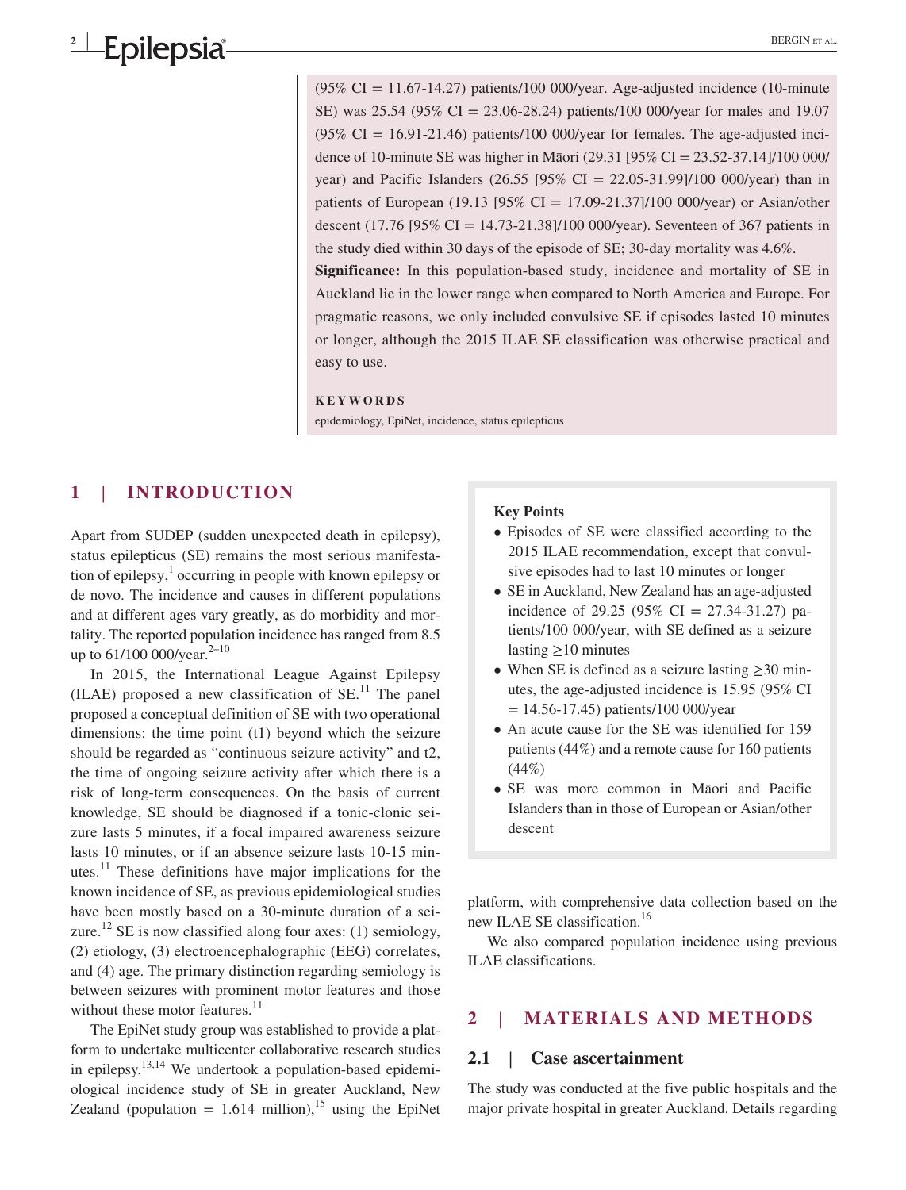(95% CI = 11.67-14.27) patients/100 000/year. Age-adjusted incidence (10-minute SE) was 25.54 (95% CI = 23.06-28.24) patients/100 000/year for males and 19.07 (95% CI = 16.91-21.46) patients/100 000/year for females. The age-adjusted incidence of 10-minute SE was higher in Māori (29.31 [95% CI = 23.52-37.14]/100 000/year) and Pacific Islanders (26.55 [95% CI = 22.05-31.99]/100 000/year) than in patients of European (19.13 [95% CI = 17.09-21.37]/100 000/year) or Asian/other descent (17.76 [95% CI = 14.73-21.38]/100 000/year). Seventeen of 367 patients in the study died within 30 days of the episode of SE; 30-day mortality was 4.6%.

**Significance:** In this population-based study, incidence and mortality of SE in Auckland lie in the lower range when compared to North America and Europe. For pragmatic reasons, we only included convulsive SE if episodes lasted 10 minutes or longer, although the 2015 ILAE SE classification was otherwise practical and easy to use.

**KEYWORDS**

epidemiology, EpiNet, incidence, status epilepticus

## 1 | INTRODUCTION

Apart from SUDEP (sudden unexpected death in epilepsy), status epilepticus (SE) remains the most serious manifestation of epilepsy,[1] occurring in people with known epilepsy or de novo. The incidence and causes in different populations and at different ages vary greatly, as do morbidity and mortality. The reported population incidence has ranged from 8.5 up to 61/100 000/year.[2–10]

In 2015, the International League Against Epilepsy (ILAE) proposed a new classification of SE.[11] The panel proposed a conceptual definition of SE with two operational dimensions: the time point (t1) beyond which the seizure should be regarded as "continuous seizure activity" and t2, the time of ongoing seizure activity after which there is a risk of long-term consequences. On the basis of current knowledge, SE should be diagnosed if a tonic-clonic seizure lasts 5 minutes, if a focal impaired awareness seizure lasts 10 minutes, or if an absence seizure lasts 10-15 minutes.[11] These definitions have major implications for the known incidence of SE, as previous epidemiological studies have been mostly based on a 30-minute duration of a seizure.[12] SE is now classified along four axes: (1) semiology, (2) etiology, (3) electroencephalographic (EEG) correlates, and (4) age. The primary distinction regarding semiology is between seizures with prominent motor features and those without these motor features.[11]

The EpiNet study group was established to provide a platform to undertake multicenter collaborative research studies in epilepsy.[13,14] We undertook a population-based epidemiological incidence study of SE in greater Auckland, New Zealand (population = 1.614 million),[15] using the EpiNet platform, with comprehensive data collection based on the new ILAE SE classification.[16]

We also compared population incidence using previous ILAE classifications.

**Key Points**

- Episodes of SE were classified according to the 2015 ILAE recommendation, except that convulsive episodes had to last 10 minutes or longer
- SE in Auckland, New Zealand has an age-adjusted incidence of 29.25 (95% CI = 27.34-31.27) patients/100 000/year, with SE defined as a seizure lasting ≥10 minutes
- When SE is defined as a seizure lasting ≥30 minutes, the age-adjusted incidence is 15.95 (95% CI = 14.56-17.45) patients/100 000/year
- An acute cause for the SE was identified for 159 patients (44%) and a remote cause for 160 patients (44%)
- SE was more common in Māori and Pacific Islanders than in those of European or Asian/other descent

## 2 | MATERIALS AND METHODS

### 2.1 | Case ascertainment

The study was conducted at the five public hospitals and the major private hospital in greater Auckland. Details regarding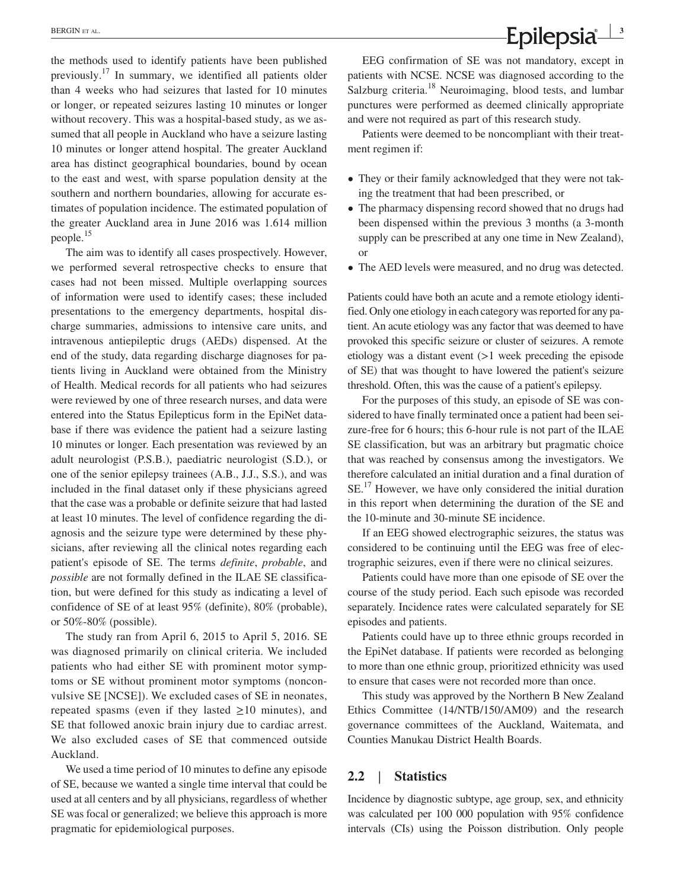the methods used to identify patients have been published previously.[17] In summary, we identified all patients older than 4 weeks who had seizures that lasted for 10 minutes or longer, or repeated seizures lasting 10 minutes or longer without recovery. This was a hospital-based study, as we assumed that all people in Auckland who have a seizure lasting 10 minutes or longer attend hospital. The greater Auckland area has distinct geographical boundaries, bound by ocean to the east and west, with sparse population density at the southern and northern boundaries, allowing for accurate estimates of population incidence. The estimated population of the greater Auckland area in June 2016 was 1.614 million people.[15]

The aim was to identify all cases prospectively. However, we performed several retrospective checks to ensure that cases had not been missed. Multiple overlapping sources of information were used to identify cases; these included presentations to the emergency departments, hospital discharge summaries, admissions to intensive care units, and intravenous antiepileptic drugs (AEDs) dispensed. At the end of the study, data regarding discharge diagnoses for patients living in Auckland were obtained from the Ministry of Health. Medical records for all patients who had seizures were reviewed by one of three research nurses, and data were entered into the Status Epilepticus form in the EpiNet database if there was evidence the patient had a seizure lasting 10 minutes or longer. Each presentation was reviewed by an adult neurologist (P.S.B.), paediatric neurologist (S.D.), or one of the senior epilepsy trainees (A.B., J.J., S.S.), and was included in the final dataset only if these physicians agreed that the case was a probable or definite seizure that had lasted at least 10 minutes. The level of confidence regarding the diagnosis and the seizure type were determined by these physicians, after reviewing all the clinical notes regarding each patient's episode of SE. The terms *definite*, *probable*, and *possible* are not formally defined in the ILAE SE classification, but were defined for this study as indicating a level of confidence of SE of at least 95% (definite), 80% (probable), or 50%-80% (possible).

The study ran from April 6, 2015 to April 5, 2016. SE was diagnosed primarily on clinical criteria. We included patients who had either SE with prominent motor symptoms or SE without prominent motor symptoms (nonconvulsive SE [NCSE]). We excluded cases of SE in neonates, repeated spasms (even if they lasted ≥10 minutes), and SE that followed anoxic brain injury due to cardiac arrest. We also excluded cases of SE that commenced outside Auckland.

We used a time period of 10 minutes to define any episode of SE, because we wanted a single time interval that could be used at all centers and by all physicians, regardless of whether SE was focal or generalized; we believe this approach is more pragmatic for epidemiological purposes.

EEG confirmation of SE was not mandatory, except in patients with NCSE. NCSE was diagnosed according to the Salzburg criteria.[18] Neuroimaging, blood tests, and lumbar punctures were performed as deemed clinically appropriate and were not required as part of this research study.

Patients were deemed to be noncompliant with their treatment regimen if:

- They or their family acknowledged that they were not taking the treatment that had been prescribed, or
- The pharmacy dispensing record showed that no drugs had been dispensed within the previous 3 months (a 3-month supply can be prescribed at any one time in New Zealand), or
- The AED levels were measured, and no drug was detected.

Patients could have both an acute and a remote etiology identified. Only one etiology in each category was reported for any patient. An acute etiology was any factor that was deemed to have provoked this specific seizure or cluster of seizures. A remote etiology was a distant event (>1 week preceding the episode of SE) that was thought to have lowered the patient's seizure threshold. Often, this was the cause of a patient's epilepsy.

For the purposes of this study, an episode of SE was considered to have finally terminated once a patient had been seizure-free for 6 hours; this 6-hour rule is not part of the ILAE SE classification, but was an arbitrary but pragmatic choice that was reached by consensus among the investigators. We therefore calculated an initial duration and a final duration of SE.[17] However, we have only considered the initial duration in this report when determining the duration of the SE and the 10-minute and 30-minute SE incidence.

If an EEG showed electrographic seizures, the status was considered to be continuing until the EEG was free of electrographic seizures, even if there were no clinical seizures.

Patients could have more than one episode of SE over the course of the study period. Each such episode was recorded separately. Incidence rates were calculated separately for SE episodes and patients.

Patients could have up to three ethnic groups recorded in the EpiNet database. If patients were recorded as belonging to more than one ethnic group, prioritized ethnicity was used to ensure that cases were not recorded more than once.

This study was approved by the Northern B New Zealand Ethics Committee (14/NTB/150/AM09) and the research governance committees of the Auckland, Waitemata, and Counties Manukau District Health Boards.

## 2.2 | Statistics

Incidence by diagnostic subtype, age group, sex, and ethnicity was calculated per 100 000 population with 95% confidence intervals (CIs) using the Poisson distribution. Only people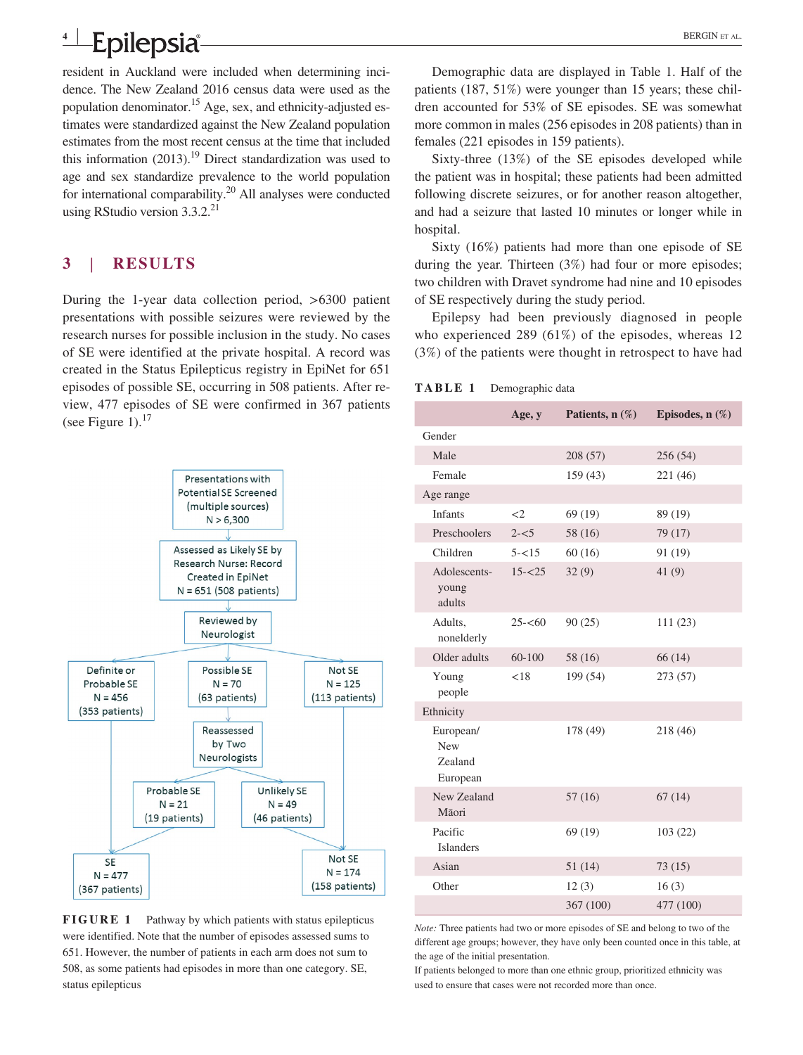resident in Auckland were included when determining incidence. The New Zealand 2016 census data were used as the population denominator.[15] Age, sex, and ethnicity-adjusted estimates were standardized against the New Zealand population estimates from the most recent census at the time that included this information (2013).[19] Direct standardization was used to age and sex standardize prevalence to the world population for international comparability.[20] All analyses were conducted using RStudio version 3.3.2.[21]

## 3 | RESULTS

During the 1-year data collection period, >6300 patient presentations with possible seizures were reviewed by the research nurses for possible inclusion in the study. No cases of SE were identified at the private hospital. A record was created in the Status Epilepticus registry in EpiNet for 651 episodes of possible SE, occurring in 508 patients. After review, 477 episodes of SE were confirmed in 367 patients (see Figure 1).[17]

Presentations with Potential SE Screened (multiple sources) N > 6,300

Assessed as Likely SE by Research Nurse: Record Created in EpiNet N = 651 (508 patients)

Reviewed by Neurologist

Definite or Probable SE N = 456 (353 patients)

Possible SE N = 70 (63 patients)

Not SE N = 125 (113 patients)

Reassessed by Two Neurologists

Probable SE N = 21 (19 patients)

Unlikely SE N = 49 (46 patients)

SE N = 477 (367 patients)

Not SE N = 174 (158 patients)

**FIGURE 1** Pathway by which patients with status epilepticus were identified. Note that the number of episodes assessed sums to 651. However, the number of patients in each arm does not sum to 508, as some patients had episodes in more than one category. SE, status epilepticus

Demographic data are displayed in Table 1. Half of the patients (187, 51%) were younger than 15 years; these children accounted for 53% of SE episodes. SE was somewhat more common in males (256 episodes in 208 patients) than in females (221 episodes in 159 patients).

Sixty-three (13%) of the SE episodes developed while the patient was in hospital; these patients had been admitted following discrete seizures, or for another reason altogether, and had a seizure that lasted 10 minutes or longer while in hospital.

Sixty (16%) patients had more than one episode of SE during the year. Thirteen (3%) had four or more episodes; two children with Dravet syndrome had nine and 10 episodes of SE respectively during the study period.

Epilepsy had been previously diagnosed in people who experienced 289 (61%) of the episodes, whereas 12 (3%) of the patients were thought in retrospect to have had

**TABLE 1** Demographic data

| | Age, y | Patients, n (%) | Episodes, n (%) |
|---|---|---|---|
| Gender | | | |
| Male | | 208 (57) | 256 (54) |
| Female | | 159 (43) | 221 (46) |
| Age range | | | |
| Infants | <2 | 69 (19) | 89 (19) |
| Preschoolers | 2-<5 | 58 (16) | 79 (17) |
| Children | 5-<15 | 60 (16) | 91 (19) |
| Adolescents-young adults | 15-<25 | 32 (9) | 41 (9) |
| Adults, nonelderly | 25-<60 | 90 (25) | 111 (23) |
| Older adults | 60-100 | 58 (16) | 66 (14) |
| Young people | <18 | 199 (54) | 273 (57) |
| Ethnicity | | | |
| European/New Zealand European | | 178 (49) | 218 (46) |
| New Zealand Māori | | 57 (16) | 67 (14) |
| Pacific Islanders | | 69 (19) | 103 (22) |
| Asian | | 51 (14) | 73 (15) |
| Other | | 12 (3) | 16 (3) |
| | | 367 (100) | 477 (100) |

*Note:* Three patients had two or more episodes of SE and belong to two of the different age groups; however, they have only been counted once in this table, at the age of the initial presentation.

If patients belonged to more than one ethnic group, prioritized ethnicity was used to ensure that cases were not recorded more than once.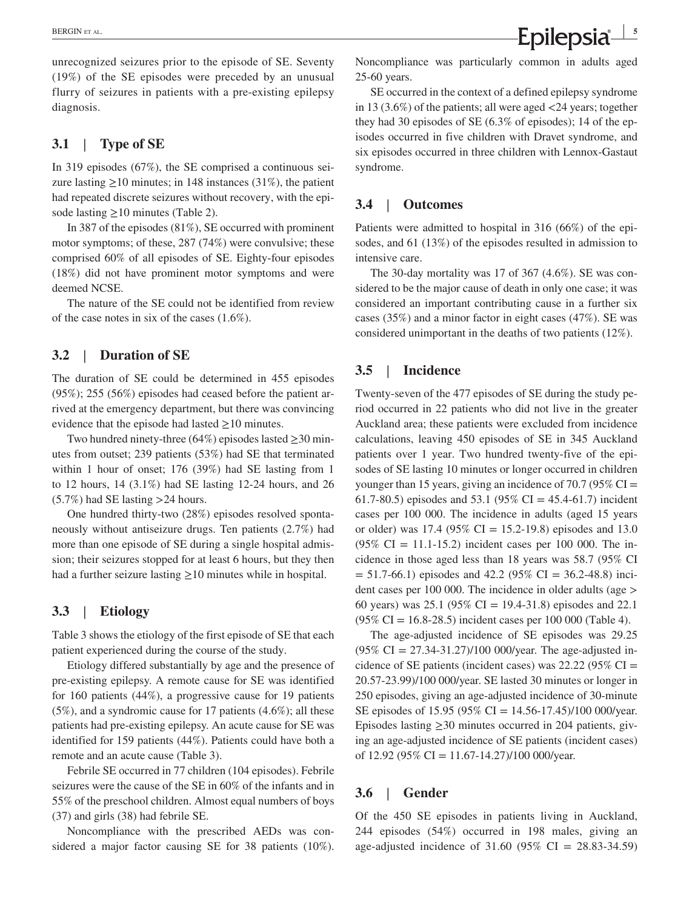unrecognized seizures prior to the episode of SE. Seventy (19%) of the SE episodes were preceded by an unusual flurry of seizures in patients with a pre-existing epilepsy diagnosis.

### 3.1 | Type of SE

In 319 episodes (67%), the SE comprised a continuous seizure lasting ≥10 minutes; in 148 instances (31%), the patient had repeated discrete seizures without recovery, with the episode lasting ≥10 minutes (Table 2).

In 387 of the episodes (81%), SE occurred with prominent motor symptoms; of these, 287 (74%) were convulsive; these comprised 60% of all episodes of SE. Eighty-four episodes (18%) did not have prominent motor symptoms and were deemed NCSE.

The nature of the SE could not be identified from review of the case notes in six of the cases (1.6%).

### 3.2 | Duration of SE

The duration of SE could be determined in 455 episodes (95%); 255 (56%) episodes had ceased before the patient arrived at the emergency department, but there was convincing evidence that the episode had lasted ≥10 minutes.

Two hundred ninety-three (64%) episodes lasted ≥30 minutes from outset; 239 patients (53%) had SE that terminated within 1 hour of onset; 176 (39%) had SE lasting from 1 to 12 hours, 14 (3.1%) had SE lasting 12-24 hours, and 26 (5.7%) had SE lasting >24 hours.

One hundred thirty-two (28%) episodes resolved spontaneously without antiseizure drugs. Ten patients (2.7%) had more than one episode of SE during a single hospital admission; their seizures stopped for at least 6 hours, but they then had a further seizure lasting ≥10 minutes while in hospital.

### 3.3 | Etiology

Table 3 shows the etiology of the first episode of SE that each patient experienced during the course of the study.

Etiology differed substantially by age and the presence of pre-existing epilepsy. A remote cause for SE was identified for 160 patients (44%), a progressive cause for 19 patients (5%), and a syndromic cause for 17 patients (4.6%); all these patients had pre-existing epilepsy. An acute cause for SE was identified for 159 patients (44%). Patients could have both a remote and an acute cause (Table 3).

Febrile SE occurred in 77 children (104 episodes). Febrile seizures were the cause of the SE in 60% of the infants and in 55% of the preschool children. Almost equal numbers of boys (37) and girls (38) had febrile SE.

Noncompliance with the prescribed AEDs was considered a major factor causing SE for 38 patients (10%). Noncompliance was particularly common in adults aged 25-60 years.

SE occurred in the context of a defined epilepsy syndrome in 13 (3.6%) of the patients; all were aged <24 years; together they had 30 episodes of SE (6.3% of episodes); 14 of the episodes occurred in five children with Dravet syndrome, and six episodes occurred in three children with Lennox-Gastaut syndrome.

### 3.4 | Outcomes

Patients were admitted to hospital in 316 (66%) of the episodes, and 61 (13%) of the episodes resulted in admission to intensive care.

The 30-day mortality was 17 of 367 (4.6%). SE was considered to be the major cause of death in only one case; it was considered an important contributing cause in a further six cases (35%) and a minor factor in eight cases (47%). SE was considered unimportant in the deaths of two patients (12%).

### 3.5 | Incidence

Twenty-seven of the 477 episodes of SE during the study period occurred in 22 patients who did not live in the greater Auckland area; these patients were excluded from incidence calculations, leaving 450 episodes of SE in 345 Auckland patients over 1 year. Two hundred twenty-five of the episodes of SE lasting 10 minutes or longer occurred in children younger than 15 years, giving an incidence of 70.7 (95% CI = 61.7-80.5) episodes and 53.1 (95% CI = 45.4-61.7) incident cases per 100 000. The incidence in adults (aged 15 years or older) was 17.4 (95% CI = 15.2-19.8) episodes and 13.0 (95% CI = 11.1-15.2) incident cases per 100 000. The incidence in those aged less than 18 years was 58.7 (95% CI = 51.7-66.1) episodes and 42.2 (95% CI = 36.2-48.8) incident cases per 100 000. The incidence in older adults (age > 60 years) was 25.1 (95% CI = 19.4-31.8) episodes and 22.1 (95% CI = 16.8-28.5) incident cases per 100 000 (Table 4).

The age-adjusted incidence of SE episodes was 29.25 (95% CI = 27.34-31.27)/100 000/year. The age-adjusted incidence of SE patients (incident cases) was 22.22 (95% CI = 20.57-23.99)/100 000/year. SE lasted 30 minutes or longer in 250 episodes, giving an age-adjusted incidence of 30-minute SE episodes of 15.95 (95% CI = 14.56-17.45)/100 000/year. Episodes lasting ≥30 minutes occurred in 204 patients, giving an age-adjusted incidence of SE patients (incident cases) of 12.92 (95% CI = 11.67-14.27)/100 000/year.

### 3.6 | Gender

Of the 450 SE episodes in patients living in Auckland, 244 episodes (54%) occurred in 198 males, giving an age-adjusted incidence of 31.60 (95% CI = 28.83-34.59)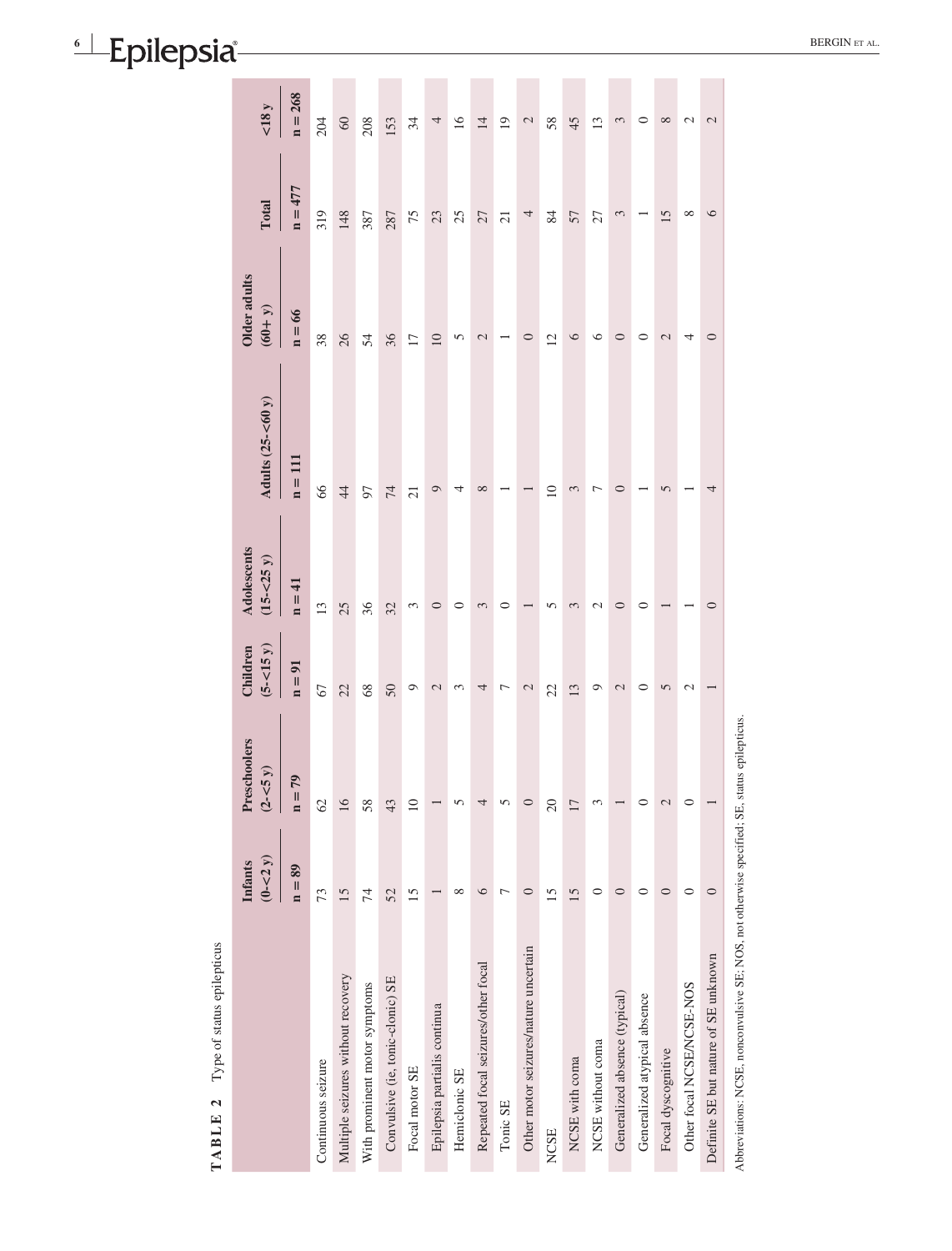**TABLE 2** Type of status epilepticus

| | Infants (0-<2 y) | Preschoolers (2-<5 y) | Children (5-<15 y) | Adolescents (15-<25 y) | Adults (25-<60 y) | Older adults (60+ y) | Total | <18 y |
|---|---|---|---|---|---|---|---|---|
| | n = 89 | n = 79 | n = 91 | n = 41 | n = 111 | n = 66 | n = 477 | n = 268 |
| Continuous seizure | 73 | 62 | 67 | 13 | 66 | 38 | 319 | 204 |
| Multiple seizures without recovery | 15 | 16 | 22 | 25 | 44 | 26 | 148 | 60 |
| With prominent motor symptoms | 74 | 58 | 68 | 36 | 97 | 54 | 387 | 208 |
| Convulsive (ie, tonic-clonic) SE | 52 | 43 | 50 | 32 | 74 | 36 | 287 | 153 |
| Focal motor SE | 15 | 10 | 9 | 3 | 21 | 17 | 75 | 34 |
| Epilepsia partialis continua | 1 | 1 | 2 | 0 | 9 | 10 | 23 | 4 |
| Hemiclonic SE | 8 | 5 | 3 | 0 | 4 | 5 | 25 | 16 |
| Repeated focal seizures/other focal | 6 | 4 | 4 | 3 | 8 | 2 | 27 | 14 |
| Tonic SE | 7 | 5 | 7 | 0 | 1 | 1 | 21 | 19 |
| Other motor seizures/nature uncertain | 0 | 0 | 2 | 1 | 1 | 0 | 4 | 2 |
| NCSE | 15 | 20 | 22 | 5 | 10 | 12 | 84 | 58 |
| NCSE with coma | 15 | 17 | 13 | 3 | 3 | 6 | 57 | 45 |
| NCSE without coma | 0 | 3 | 9 | 2 | 7 | 6 | 27 | 13 |
| Generalized absence (typical) | 0 | 1 | 2 | 0 | 0 | 0 | 3 | 3 |
| Generalized atypical absence | 0 | 0 | 0 | 0 | 1 | 0 | 1 | 0 |
| Focal dyscognitive | 0 | 2 | 5 | 1 | 5 | 2 | 15 | 8 |
| Other focal NCSE/NCSE-NOS | 0 | 0 | 2 | 1 | 1 | 4 | 8 | 2 |
| Definite SE but nature of SE unknown | 0 | 1 | 1 | 0 | 4 | 0 | 6 | 2 |

Abbreviations: NCSE, nonconvulsive SE; NOS, not otherwise specified; SE, status epilepticus.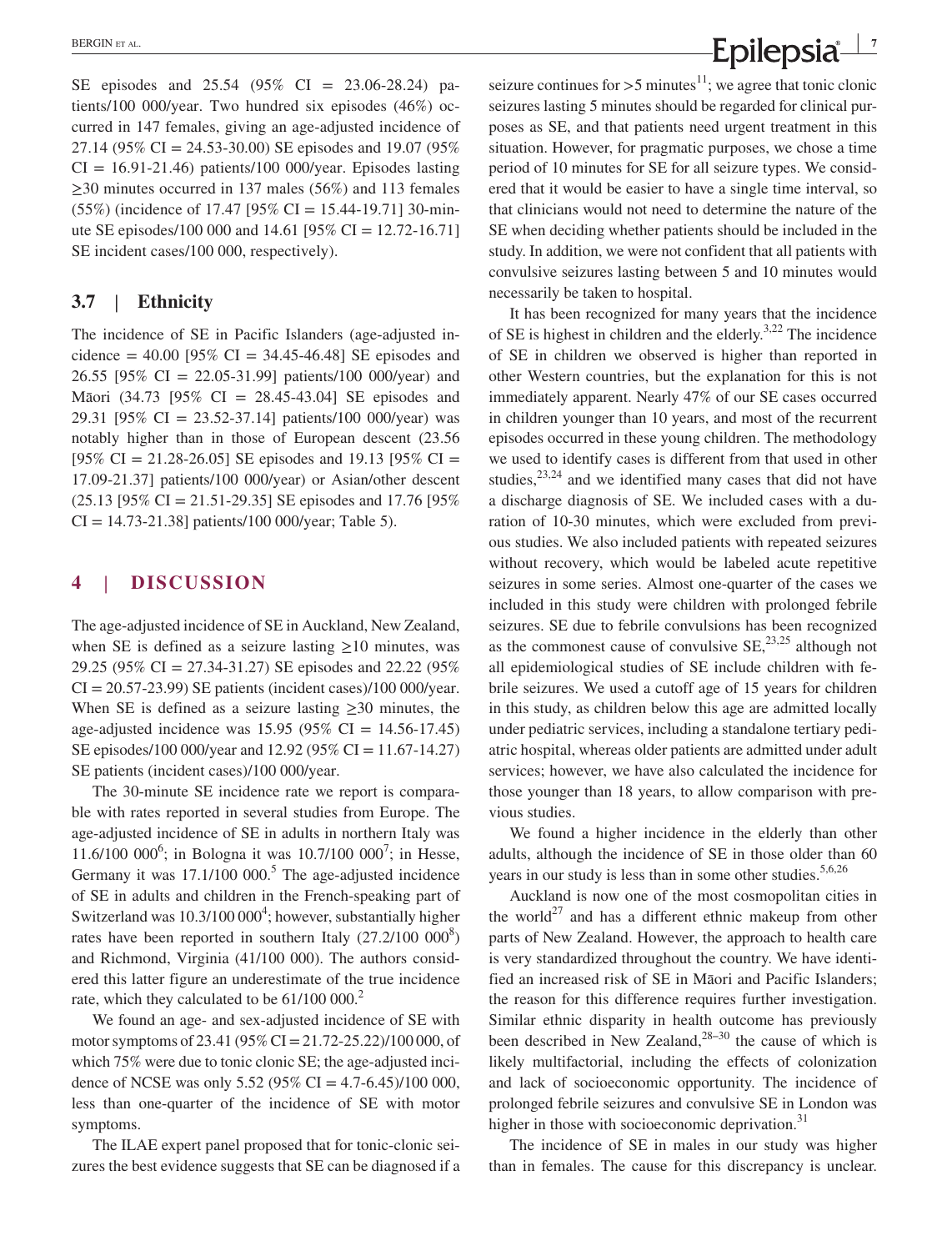SE episodes and 25.54 (95% CI = 23.06-28.24) patients/100 000/year. Two hundred six episodes (46%) occurred in 147 females, giving an age-adjusted incidence of 27.14 (95% CI = 24.53-30.00) SE episodes and 19.07 (95% CI = 16.91-21.46) patients/100 000/year. Episodes lasting ≥30 minutes occurred in 137 males (56%) and 113 females (55%) (incidence of 17.47 [95% CI = 15.44-19.71] 30-minute SE episodes/100 000 and 14.61 [95% CI = 12.72-16.71] SE incident cases/100 000, respectively).

### 3.7 | Ethnicity

The incidence of SE in Pacific Islanders (age-adjusted incidence = 40.00 [95% CI = 34.45-46.48] SE episodes and 26.55 [95% CI = 22.05-31.99] patients/100 000/year) and Māori (34.73 [95% CI = 28.45-43.04] SE episodes and 29.31 [95% CI = 23.52-37.14] patients/100 000/year) was notably higher than in those of European descent (23.56 [95% CI = 21.28-26.05] SE episodes and 19.13 [95% CI = 17.09-21.37] patients/100 000/year) or Asian/other descent (25.13 [95% CI = 21.51-29.35] SE episodes and 17.76 [95% CI = 14.73-21.38] patients/100 000/year; Table 5).

## 4 | DISCUSSION

The age-adjusted incidence of SE in Auckland, New Zealand, when SE is defined as a seizure lasting ≥10 minutes, was 29.25 (95% CI = 27.34-31.27) SE episodes and 22.22 (95% CI = 20.57-23.99) SE patients (incident cases)/100 000/year. When SE is defined as a seizure lasting ≥30 minutes, the age-adjusted incidence was 15.95 (95% CI = 14.56-17.45) SE episodes/100 000/year and 12.92 (95% CI = 11.67-14.27) SE patients (incident cases)/100 000/year.

The 30-minute SE incidence rate we report is comparable with rates reported in several studies from Europe. The age-adjusted incidence of SE in adults in northern Italy was 11.6/100 000[6]; in Bologna it was 10.7/100 000[7]; in Hesse, Germany it was 17.1/100 000.[5] The age-adjusted incidence of SE in adults and children in the French-speaking part of Switzerland was 10.3/100 000[4]; however, substantially higher rates have been reported in southern Italy (27.2/100 000[8]) and Richmond, Virginia (41/100 000). The authors considered this latter figure an underestimate of the true incidence rate, which they calculated to be 61/100 000.[2]

We found an age- and sex-adjusted incidence of SE with motor symptoms of 23.41 (95% CI = 21.72-25.22)/100 000, of which 75% were due to tonic clonic SE; the age-adjusted incidence of NCSE was only 5.52 (95% CI = 4.7-6.45)/100 000, less than one-quarter of the incidence of SE with motor symptoms.

The ILAE expert panel proposed that for tonic-clonic seizures the best evidence suggests that SE can be diagnosed if a seizure continues for >5 minutes[11]; we agree that tonic clonic seizures lasting 5 minutes should be regarded for clinical purposes as SE, and that patients need urgent treatment in this situation. However, for pragmatic purposes, we chose a time period of 10 minutes for SE for all seizure types. We considered that it would be easier to have a single time interval, so that clinicians would not need to determine the nature of the SE when deciding whether patients should be included in the study. In addition, we were not confident that all patients with convulsive seizures lasting between 5 and 10 minutes would necessarily be taken to hospital.

It has been recognized for many years that the incidence of SE is highest in children and the elderly.[3,22] The incidence of SE in children we observed is higher than reported in other Western countries, but the explanation for this is not immediately apparent. Nearly 47% of our SE cases occurred in children younger than 10 years, and most of the recurrent episodes occurred in these young children. The methodology we used to identify cases is different from that used in other studies,[23,24] and we identified many cases that did not have a discharge diagnosis of SE. We included cases with a duration of 10-30 minutes, which were excluded from previous studies. We also included patients with repeated seizures without recovery, which would be labeled acute repetitive seizures in some series. Almost one-quarter of the cases we included in this study were children with prolonged febrile seizures. SE due to febrile convulsions has been recognized as the commonest cause of convulsive SE,[23,25] although not all epidemiological studies of SE include children with febrile seizures. We used a cutoff age of 15 years for children in this study, as children below this age are admitted locally under pediatric services, including a standalone tertiary pediatric hospital, whereas older patients are admitted under adult services; however, we have also calculated the incidence for those younger than 18 years, to allow comparison with previous studies.

We found a higher incidence in the elderly than other adults, although the incidence of SE in those older than 60 years in our study is less than in some other studies.[5,6,26]

Auckland is now one of the most cosmopolitan cities in the world[27] and has a different ethnic makeup from other parts of New Zealand. However, the approach to health care is very standardized throughout the country. We have identified an increased risk of SE in Māori and Pacific Islanders; the reason for this difference requires further investigation. Similar ethnic disparity in health outcome has previously been described in New Zealand,[28–30] the cause of which is likely multifactorial, including the effects of colonization and lack of socioeconomic opportunity. The incidence of prolonged febrile seizures and convulsive SE in London was higher in those with socioeconomic deprivation.[31]

The incidence of SE in males in our study was higher than in females. The cause for this discrepancy is unclear.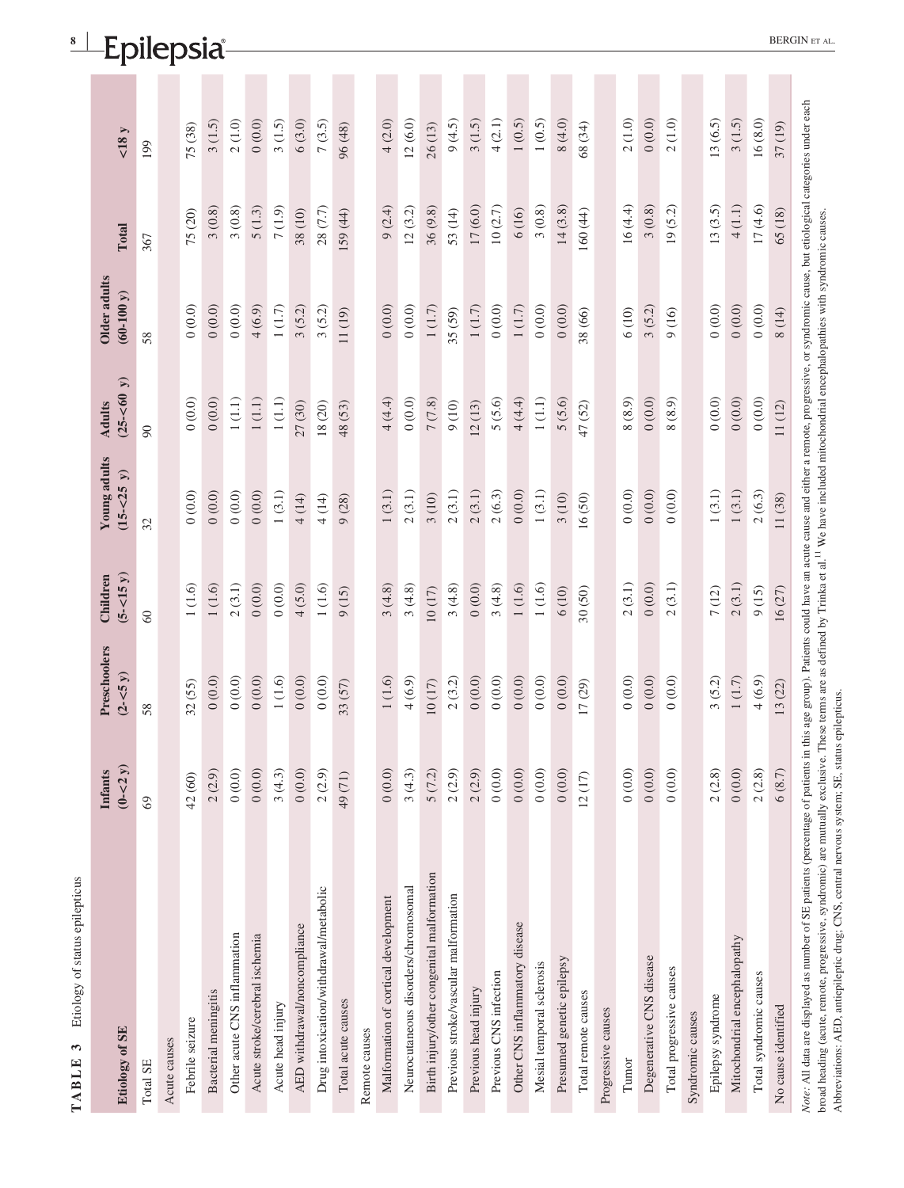**TABLE 3** Etiology of status epilepticus

| Etiology of SE | Infants (0-<2 y) | Preschoolers (2-<5 y) | Children (5-<15 y) | Young adults (15-<25 y) | Adults (25-<60 y) | Older adults (60-100 y) | Total | <18 y |
|---|---|---|---|---|---|---|---|---|
| Total SE | 69 | 58 | 60 | 32 | 90 | 58 | 367 | 199 |
| Acute causes | | | | | | | | |
| Febrile seizure | 42 (60) | 32 (55) | 1 (1.6) | 0 (0.0) | 0 (0.0) | 0 (0.0) | 75 (20) | 75 (38) |
| Bacterial meningitis | 2 (2.9) | 0 (0.0) | 1 (1.6) | 0 (0.0) | 0 (0.0) | 0 (0.0) | 3 (0.8) | 3 (1.5) |
| Other acute CNS inflammation | 0 (0.0) | 0 (0.0) | 2 (3.1) | 0 (0.0) | 1 (1.1) | 0 (0.0) | 3 (0.8) | 2 (1.0) |
| Acute stroke/cerebral ischemia | 0 (0.0) | 0 (0.0) | 0 (0.0) | 0 (0.0) | 1 (1.1) | 4 (6.9) | 5 (1.3) | 0 (0.0) |
| Acute head injury | 3 (4.3) | 1 (1.6) | 0 (0.0) | 1 (3.1) | 1 (1.1) | 1 (1.7) | 7 (1.9) | 3 (1.5) |
| AED withdrawal/noncompliance | 0 (0.0) | 0 (0.0) | 4 (5.0) | 4 (14) | 27 (30) | 3 (5.2) | 38 (10) | 6 (3.0) |
| Drug intoxication/withdrawal/metabolic | 2 (2.9) | 0 (0.0) | 1 (1.6) | 4 (14) | 18 (20) | 3 (5.2) | 28 (7.7) | 7 (3.5) |
| Total acute causes | 49 (71) | 33 (57) | 9 (15) | 9 (28) | 48 (53) | 11 (19) | 159 (44) | 96 (48) |
| Remote causes | | | | | | | | |
| Malformation of cortical development | 0 (0.0) | 1 (1.6) | 3 (4.8) | 1 (3.1) | 4 (4.4) | 0 (0.0) | 9 (2.4) | 4 (2.0) |
| Neurocutaneous disorders/chromosomal | 3 (4.3) | 4 (6.9) | 3 (4.8) | 2 (3.1) | 0 (0.0) | 0 (0.0) | 12 (3.2) | 12 (6.0) |
| Birth injury/other congenital malformation | 5 (7.2) | 10 (17) | 10 (17) | 3 (10) | 7 (7.8) | 1 (1.7) | 36 (9.8) | 26 (13) |
| Previous stroke/vascular malformation | 2 (2.9) | 2 (3.2) | 3 (4.8) | 2 (3.1) | 9 (10) | 35 (59) | 53 (14) | 9 (4.5) |
| Previous head injury | 2 (2.9) | 0 (0.0) | 0 (0.0) | 2 (3.1) | 12 (13) | 1 (1.7) | 17 (6.0) | 3 (1.5) |
| Previous CNS infection | 0 (0.0) | 0 (0.0) | 3 (4.8) | 2 (6.3) | 5 (5.6) | 0 (0.0) | 10 (2.7) | 4 (2.1) |
| Other CNS inflammatory disease | 0 (0.0) | 0 (0.0) | 1 (1.6) | 0 (0.0) | 4 (4.4) | 1 (1.7) | 6 (16) | 1 (0.5) |
| Mesial temporal sclerosis | 0 (0.0) | 0 (0.0) | 1 (1.6) | 1 (3.1) | 1 (1.1) | 0 (0.0) | 3 (0.8) | 1 (0.5) |
| Presumed genetic epilepsy | 0 (0.0) | 0 (0.0) | 6 (10) | 3 (10) | 5 (5.6) | 0 (0.0) | 14 (3.8) | 8 (4.0) |
| Total remote causes | 12 (17) | 17 (29) | 30 (50) | 16 (50) | 47 (52) | 38 (66) | 160 (44) | 68 (34) |
| Progressive causes | | | | | | | | |
| Tumor | 0 (0.0) | 0 (0.0) | 2 (3.1) | 0 (0.0) | 8 (8.9) | 6 (10) | 16 (4.4) | 2 (1.0) |
| Degenerative CNS disease | 0 (0.0) | 0 (0.0) | 0 (0.0) | 0 (0.0) | 0 (0.0) | 3 (5.2) | 3 (0.8) | 0 (0.0) |
| Total progressive causes | 0 (0.0) | 0 (0.0) | 2 (3.1) | 0 (0.0) | 8 (8.9) | 9 (16) | 19 (5.2) | 2 (1.0) |
| Syndromic causes | | | | | | | | |
| Epilepsy syndrome | 2 (2.8) | 3 (5.2) | 7 (12) | 1 (3.1) | 0 (0.0) | 0 (0.0) | 13 (3.5) | 13 (6.5) |
| Mitochondrial encephalopathy | 0 (0.0) | 1 (1.7) | 2 (3.1) | 1 (3.1) | 0 (0.0) | 0 (0.0) | 4 (1.1) | 3 (1.5) |
| Total syndromic causes | 2 (2.8) | 4 (6.9) | 9 (15) | 2 (6.3) | 0 (0.0) | 0 (0.0) | 17 (4.6) | 16 (8.0) |
| No cause identified | 6 (8.7) | 13 (22) | 16 (27) | 11 (38) | 11 (12) | 8 (14) | 65 (18) | 37 (19) |

*Note*: All data are displayed as number of SE patients (percentage of patients in this age group). Patients could have an acute cause and either a remote, progressive, or syndromic cause, but etiological categories under each broad heading (acute, remote, progressive, syndromic) are mutually exclusive. These terms are as defined by Trinka et al.[11] We have included mitochondrial encephalopathies with syndromic causes.

Abbreviations: AED, antiepileptic drug; CNS, central nervous system; SE, status epilepticus.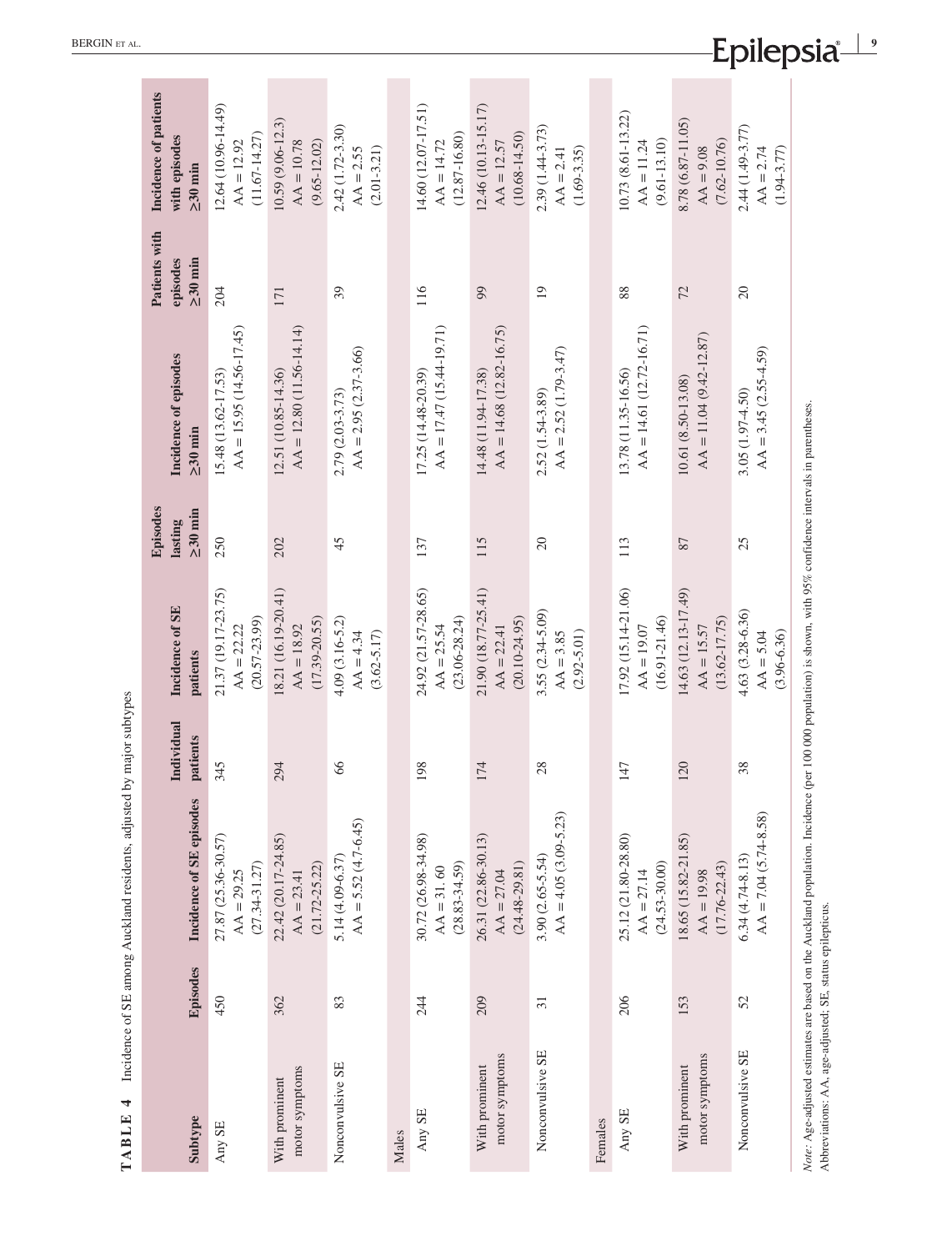**TABLE 4** Incidence of SE among Auckland residents, adjusted by major subtypes

| Subtype | Episodes | Incidence of SE episodes | Individual patients | Incidence of SE patients | Episodes lasting ≥30 min | Incidence of episodes ≥30 min | Patients with episodes ≥30 min | Incidence of patients with episodes ≥30 min |
|---|---|---|---|---|---|---|---|---|
| Any SE | 450 | 27.87 (25.36-30.57) AA = 29.25 (27.34-31.27) | 345 | 21.37 (19.17-23.75) AA = 22.22 (20.57-23.99) | 250 | 15.48 (13.62-17.53) AA = 15.95 (14.56-17.45) | 204 | 12.64 (10.96-14.49) AA = 12.92 (11.67-14.27) |
| With prominent motor symptoms | 362 | 22.42 (20.17-24.85) AA = 23.41 (21.72-25.22) | 294 | 18.21 (16.19-20.41) AA = 18.92 (17.39-20.55) | 202 | 12.51 (10.85-14.36) AA = 12.80 (11.56-14.14) | 171 | 10.59 (9.06-12.3) AA = 10.78 (9.65-12.02) |
| Nonconvulsive SE | 83 | 5.14 (4.09-6.37) AA = 5.52 (4.7-6.45) | 66 | 4.09 (3.16-5.2) AA = 4.34 (3.62-5.17) | 45 | 2.79 (2.03-3.73) AA = 2.95 (2.37-3.66) | 39 | 2.42 (1.72-3.30) AA = 2.55 (2.01-3.21) |
| Males | | | | | | | | |
| Any SE | 244 | 30.72 (26.98-34.98) AA = 31.60 (28.83-34.59) | 198 | 24.92 (21.57-28.65) AA = 25.54 (23.06-28.24) | 137 | 17.25 (14.48-20.39) AA = 17.47 (15.44-19.71) | 116 | 14.60 (12.07-17.51) AA = 14.72 (12.87-16.80) |
| With prominent motor symptoms | 209 | 26.31 (22.86-30.13) AA = 27.04 (24.48-29.81) | 174 | 21.90 (18.77-25.41) AA = 22.41 (20.10-24.95) | 115 | 14.48 (11.94-17.38) AA = 14.68 (12.82-16.75) | 99 | 12.46 (10.13-15.17) AA = 12.57 (10.68-14.50) |
| Nonconvulsive SE | 31 | 3.90 (2.65-5.54) AA = 4.05 (3.09-5.23) | 28 | 3.55 (2.34-5.09) AA = 3.85 (2.92-5.01) | 20 | 2.52 (1.54-3.89) AA = 2.52 (1.79-3.47) | 19 | 2.39 (1.44-3.73) AA = 2.41 (1.69-3.35) |
| Females | | | | | | | | |
| Any SE | 206 | 25.12 (21.80-28.80) AA = 27.14 (24.53-30.00) | 147 | 17.92 (15.14-21.06) AA = 19.07 (16.91-21.46) | 113 | 13.78 (11.35-16.56) AA = 14.61 (12.72-16.71) | 88 | 10.73 (8.61-13.22) AA = 11.24 (9.61-13.10) |
| With prominent motor symptoms | 153 | 18.65 (15.82-21.85) AA = 19.98 (17.76-22.43) | 120 | 14.63 (12.13-17.49) AA = 15.57 (13.62-17.75) | 87 | 10.61 (8.50-13.08) AA = 11.04 (9.42-12.87) | 72 | 8.78 (6.87-11.05) AA = 9.08 (7.62-10.76) |
| Nonconvulsive SE | 52 | 6.34 (4.74-8.13) AA = 7.04 (5.74-8.58) | 38 | 4.63 (3.28-6.36) AA = 5.04 (3.96-6.36) | 25 | 3.05 (1.97-4.50) AA = 3.45 (2.55-4.59) | 20 | 2.44 (1.49-3.77) AA = 2.74 (1.94-3.77) |

*Note:* Age-adjusted estimates are based on the Auckland population. Incidence (per 100 000 population) is shown, with 95% confidence intervals in parentheses.

Abbreviations: AA, age-adjusted; SE, status epilepticus.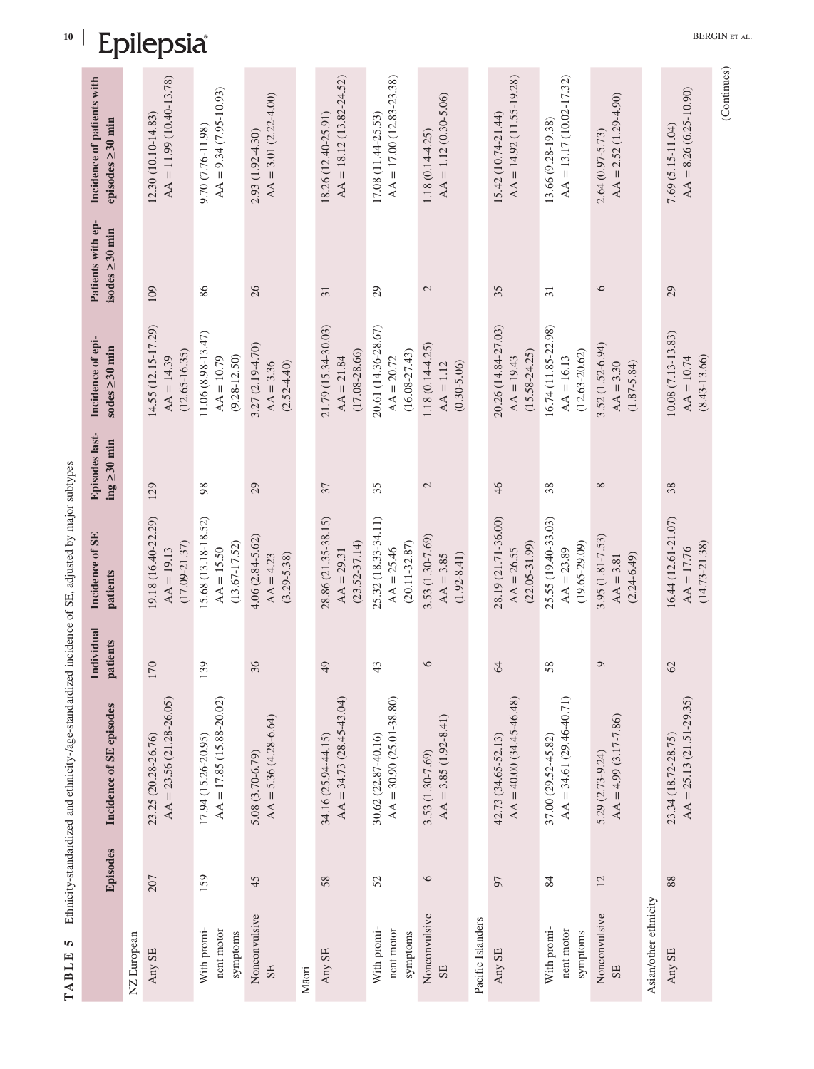**TABLE 5** Ethnicity-standardized and ethnicity-/age-standardized incidence of SE, adjusted by major subtypes

| | Episodes | Incidence of SE episodes | Individual patients | Incidence of SE patients | Episodes lasting ≥30 min | Incidence of episodes ≥30 min | Patients with episodes ≥30 min | Incidence of patients with episodes ≥30 min |
|---|---|---|---|---|---|---|---|---|
| NZ European | | | | | | | | |
| Any SE | 207 | 23.25 (20.28-26.76) AA = 23.56 (21.28-26.05) | 170 | 19.18 (16.40-22.29) AA = 19.13 (17.09-21.37) | 129 | 14.55 (12.15-17.29) AA = 14.39 (12.65-16.35) | 109 | 12.30 (10.10-14.83) AA = 11.99 (10.40-13.78) |
| With prominent motor symptoms | 159 | 17.94 (15.26-20.95) AA = 17.85 (15.88-20.02) | 139 | 15.68 (13.18-18.52) AA = 15.50 (13.67-17.52) | 98 | 11.06 (8.98-13.47) AA = 10.79 (9.28-12.50) | 86 | 9.70 (7.76-11.98) AA = 9.34 (7.95-10.93) |
| Nonconvulsive SE | 45 | 5.08 (3.70-6.79) AA = 5.36 (4.28-6.64) | 36 | 4.06 (2.84-5.62) AA = 4.23 (3.29-5.38) | 29 | 3.27 (2.19-4.70) AA = 3.36 (2.52-4.40) | 26 | 2.93 (1.92-4.30) AA = 3.01 (2.22-4.00) |
| Māori | | | | | | | | |
| Any SE | 58 | 34.16 (25.94-44.15) AA = 34.73 (28.45-43.04) | 49 | 28.86 (21.35-38.15) AA = 29.31 (23.52-37.14) | 37 | 21.79 (15.34-30.03) AA = 21.84 (17.08-28.66) | 31 | 18.26 (12.40-25.91) AA = 18.12 (13.82-24.52) |
| With prominent motor symptoms | 52 | 30.62 (22.87-40.16) AA = 30.90 (25.01-38.80) | 43 | 25.32 (18.33-34.11) AA = 25.46 (20.11-32.87) | 35 | 20.61 (14.36-28.67) AA = 20.72 (16.08-27.43) | 29 | 17.08 (11.44-25.53) AA = 17.00 (12.83-23.38) |
| Nonconvulsive SE | 6 | 3.53 (1.30-7.69) AA = 3.85 (1.92-8.41) | 6 | 3.53 (1.30-7.69) AA = 3.85 (1.92-8.41) | 2 | 1.18 (0.14-4.25) AA = 1.12 (0.30-5.06) | 2 | 1.18 (0.14-4.25) AA = 1.12 (0.30-5.06) |
| Pacific Islanders | | | | | | | | |
| Any SE | 97 | 42.73 (34.65-52.13) AA = 40.00 (34.45-46.48) | 64 | 28.19 (21.71-36.00) AA = 26.55 (22.05-31.99) | 46 | 20.26 (14.84-27.03) AA = 19.43 (15.58-24.25) | 35 | 15.42 (10.74-21.44) AA = 14.92 (11.55-19.28) |
| With prominent motor symptoms | 84 | 37.00 (29.52-45.82) AA = 34.61 (29.46-40.71) | 58 | 25.55 (19.40-33.03) AA = 23.89 (19.65-29.09) | 38 | 16.74 (11.85-22.98) AA = 16.13 (12.63-20.62) | 31 | 13.66 (9.28-19.38) AA = 13.17 (10.02-17.32) |
| Nonconvulsive SE | 12 | 5.29 (2.73-9.24) AA = 4.99 (3.17-7.86) | 9 | 3.95 (1.81-7.53) AA = 3.81 (2.24-6.49) | 8 | 3.52 (1.52-6.94) AA = 3.30 (1.87-5.84) | 6 | 2.64 (0.97-5.73) AA = 2.52 (1.29-4.90) |
| Asian/other ethnicity | | | | | | | | |
| Any SE | 88 | 23.34 (18.72-28.75) AA = 25.13 (21.51-29.35) | 62 | 16.44 (12.61-21.07) AA = 17.76 (14.73-21.38) | 38 | 10.08 (7.13-13.83) AA = 10.74 (8.43-13.66) | 29 | 7.69 (5.15-11.04) AA = 8.26 (6.25-10.90) |

(Continues)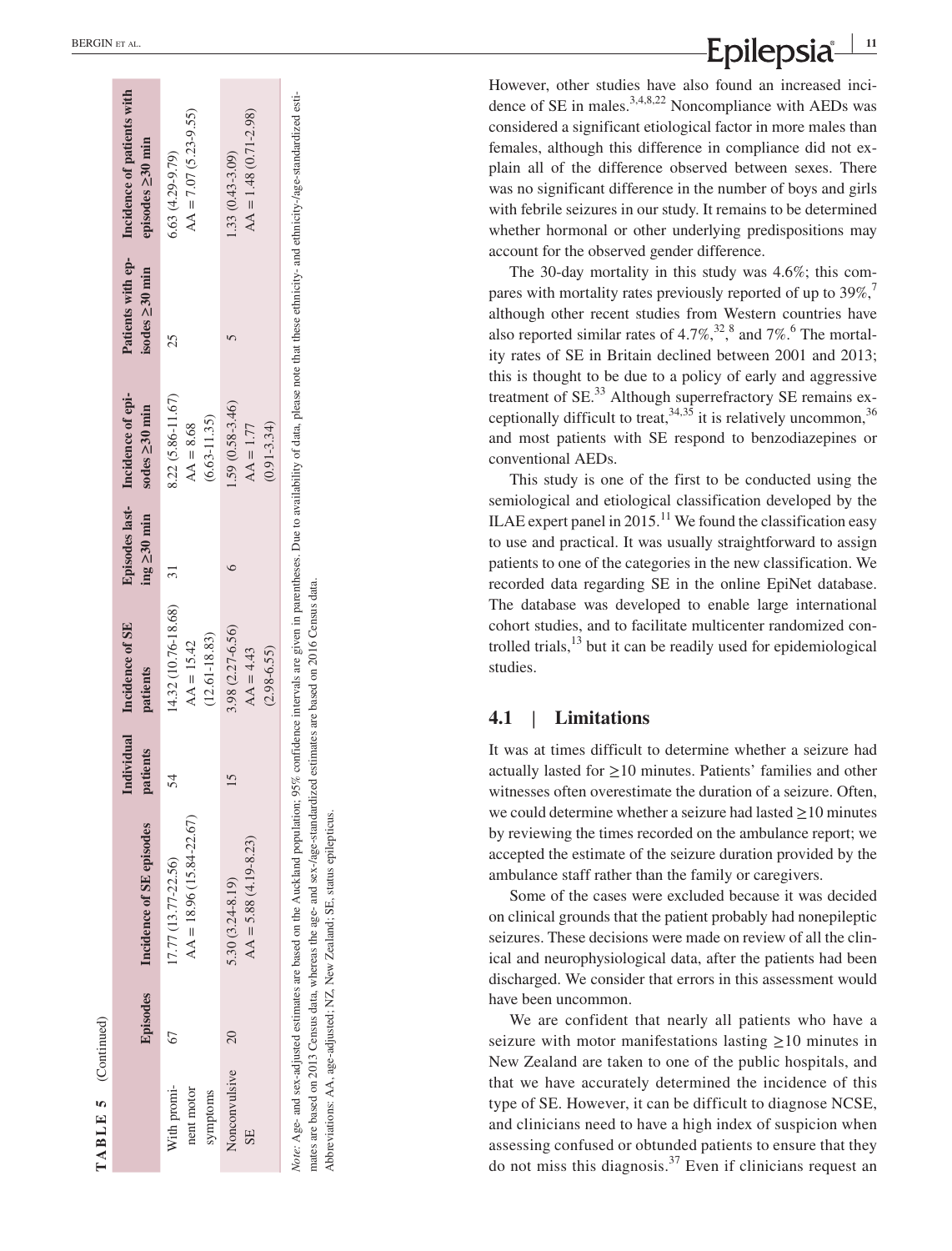**TABLE 5** (Continued)

| | Episodes | Incidence of SE episodes | Individual patients | Incidence of SE patients | Episodes lasting ≥30 min | Incidence of episodes ≥30 min | Patients with episodes ≥30 min | Incidence of patients with episodes ≥30 min |
|---|---|---|---|---|---|---|---|---|
| With prominent motor symptoms | 67 | 17.77 (13.77-22.56) AA = 18.96 (15.84-22.67) | 54 | 14.32 (10.76-18.68) AA = 15.42 (12.61-18.83) | 31 | 8.22 (5.86-11.67) AA = 8.68 (6.63-11.35) | 25 | 6.63 (4.29-9.79) AA = 7.07 (5.23-9.55) |
| Nonconvulsive SE | 20 | 5.30 (3.24-8.19) AA = 5.88 (4.19-8.23) | 15 | 3.98 (2.27-6.56) AA = 4.43 (2.98-6.55) | 6 | 1.59 (0.58-3.46) AA = 1.77 (0.91-3.34) | 5 | 1.33 (0.43-3.09) AA = 1.48 (0.71-2.98) |

*Note:* Age- and sex-adjusted estimates are based on the Auckland population; 95% confidence intervals are given in parentheses. Due to availability of data, please note that these ethnicity- and ethnicity-/age-standardized estimates are based on 2013 Census data, whereas the age- and sex-/age-standardized estimates are based on 2016 Census data.

Abbreviations: AA, age-adjusted; NZ, New Zealand; SE, status epilepticus.

However, other studies have also found an increased incidence of SE in males.[3,4,8,22] Noncompliance with AEDs was considered a significant etiological factor in more males than females, although this difference in compliance did not explain all of the difference observed between sexes. There was no significant difference in the number of boys and girls with febrile seizures in our study. It remains to be determined whether hormonal or other underlying predispositions may account for the observed gender difference.

The 30-day mortality in this study was 4.6%; this compares with mortality rates previously reported of up to 39%,[7] although other recent studies from Western countries have also reported similar rates of 4.7%,[32],[8] and 7%.[6] The mortality rates of SE in Britain declined between 2001 and 2013; this is thought to be due to a policy of early and aggressive treatment of SE.[33] Although superrefractory SE remains exceptionally difficult to treat,[34,35] it is relatively uncommon,[36] and most patients with SE respond to benzodiazepines or conventional AEDs.

This study is one of the first to be conducted using the semiological and etiological classification developed by the ILAE expert panel in 2015.[11] We found the classification easy to use and practical. It was usually straightforward to assign patients to one of the categories in the new classification. We recorded data regarding SE in the online EpiNet database. The database was developed to enable large international cohort studies, and to facilitate multicenter randomized controlled trials,[13] but it can be readily used for epidemiological studies.

## 4.1 | Limitations

It was at times difficult to determine whether a seizure had actually lasted for ≥10 minutes. Patients' families and other witnesses often overestimate the duration of a seizure. Often, we could determine whether a seizure had lasted ≥10 minutes by reviewing the times recorded on the ambulance report; we accepted the estimate of the seizure duration provided by the ambulance staff rather than the family or caregivers.

Some of the cases were excluded because it was decided on clinical grounds that the patient probably had nonepileptic seizures. These decisions were made on review of all the clinical and neurophysiological data, after the patients had been discharged. We consider that errors in this assessment would have been uncommon.

We are confident that nearly all patients who have a seizure with motor manifestations lasting ≥10 minutes in New Zealand are taken to one of the public hospitals, and that we have accurately determined the incidence of this type of SE. However, it can be difficult to diagnose NCSE, and clinicians need to have a high index of suspicion when assessing confused or obtunded patients to ensure that they do not miss this diagnosis.[37] Even if clinicians request an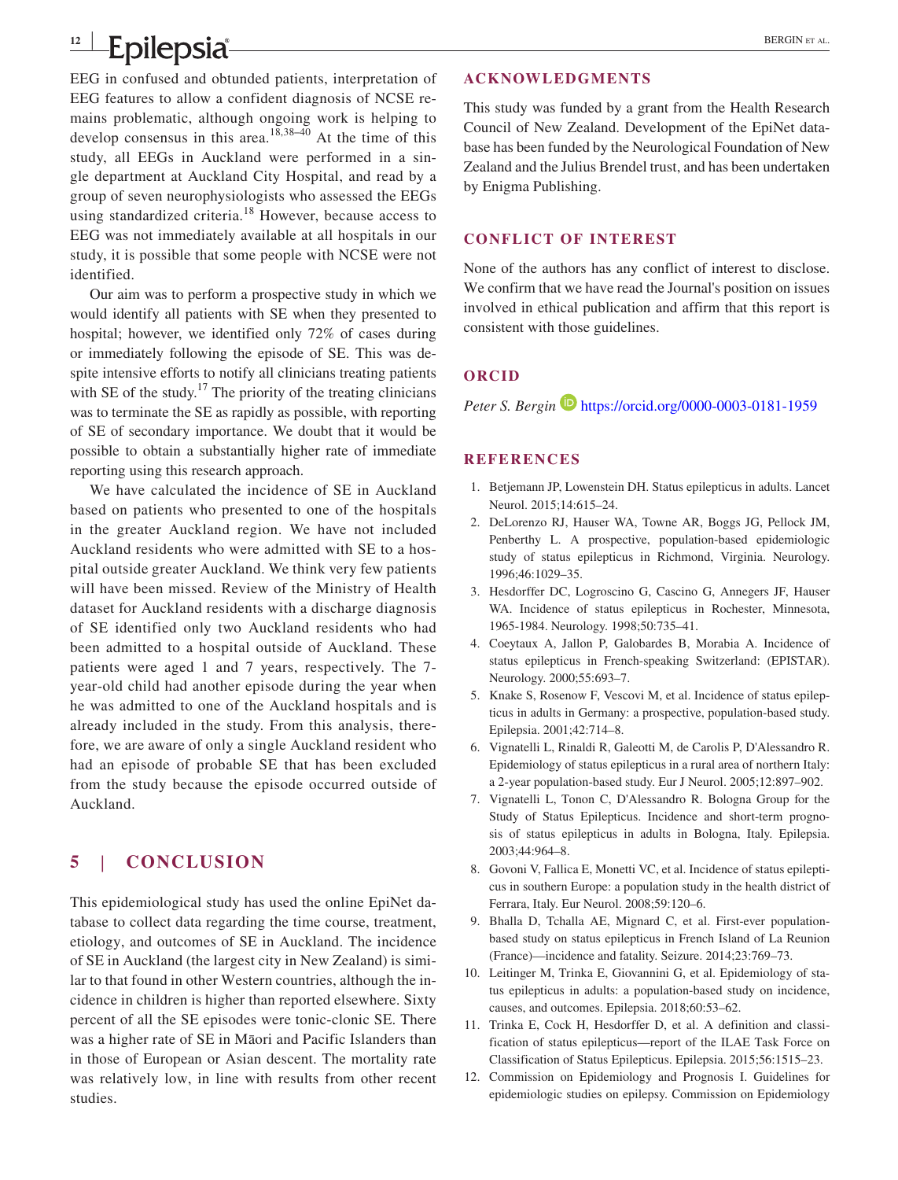EEG in confused and obtunded patients, interpretation of EEG features to allow a confident diagnosis of NCSE remains problematic, although ongoing work is helping to develop consensus in this area.[18,38–40] At the time of this study, all EEGs in Auckland were performed in a single department at Auckland City Hospital, and read by a group of seven neurophysiologists who assessed the EEGs using standardized criteria.[18] However, because access to EEG was not immediately available at all hospitals in our study, it is possible that some people with NCSE were not identified.

Our aim was to perform a prospective study in which we would identify all patients with SE when they presented to hospital; however, we identified only 72% of cases during or immediately following the episode of SE. This was despite intensive efforts to notify all clinicians treating patients with SE of the study.[17] The priority of the treating clinicians was to terminate the SE as rapidly as possible, with reporting of SE of secondary importance. We doubt that it would be possible to obtain a substantially higher rate of immediate reporting using this research approach.

We have calculated the incidence of SE in Auckland based on patients who presented to one of the hospitals in the greater Auckland region. We have not included Auckland residents who were admitted with SE to a hospital outside greater Auckland. We think very few patients will have been missed. Review of the Ministry of Health dataset for Auckland residents with a discharge diagnosis of SE identified only two Auckland residents who had been admitted to a hospital outside of Auckland. These patients were aged 1 and 7 years, respectively. The 7-year-old child had another episode during the year when he was admitted to one of the Auckland hospitals and is already included in the study. From this analysis, therefore, we are aware of only a single Auckland resident who had an episode of probable SE that has been excluded from the study because the episode occurred outside of Auckland.

## 5 | CONCLUSION

This epidemiological study has used the online EpiNet database to collect data regarding the time course, treatment, etiology, and outcomes of SE in Auckland. The incidence of SE in Auckland (the largest city in New Zealand) is similar to that found in other Western countries, although the incidence in children is higher than reported elsewhere. Sixty percent of all the SE episodes were tonic-clonic SE. There was a higher rate of SE in Māori and Pacific Islanders than in those of European or Asian descent. The mortality rate was relatively low, in line with results from other recent studies.

## ACKNOWLEDGMENTS

This study was funded by a grant from the Health Research Council of New Zealand. Development of the EpiNet database has been funded by the Neurological Foundation of New Zealand and the Julius Brendel trust, and has been undertaken by Enigma Publishing.

## CONFLICT OF INTEREST

None of the authors has any conflict of interest to disclose. We confirm that we have read the Journal's position on issues involved in ethical publication and affirm that this report is consistent with those guidelines.

## ORCID

*Peter S. Bergin* https://orcid.org/0000-0003-0181-1959

## REFERENCES

1. Betjemann JP, Lowenstein DH. Status epilepticus in adults. Lancet Neurol. 2015;14:615–24.
2. DeLorenzo RJ, Hauser WA, Towne AR, Boggs JG, Pellock JM, Penberthy L. A prospective, population-based epidemiologic study of status epilepticus in Richmond, Virginia. Neurology. 1996;46:1029–35.
3. Hesdorffer DC, Logroscino G, Cascino G, Annegers JF, Hauser WA. Incidence of status epilepticus in Rochester, Minnesota, 1965-1984. Neurology. 1998;50:735–41.
4. Coeytaux A, Jallon P, Galobardes B, Morabia A. Incidence of status epilepticus in French-speaking Switzerland: (EPISTAR). Neurology. 2000;55:693–7.
5. Knake S, Rosenow F, Vescovi M, et al. Incidence of status epilepticus in adults in Germany: a prospective, population-based study. Epilepsia. 2001;42:714–8.
6. Vignatelli L, Rinaldi R, Galeotti M, de Carolis P, D'Alessandro R. Epidemiology of status epilepticus in a rural area of northern Italy: a 2-year population-based study. Eur J Neurol. 2005;12:897–902.
7. Vignatelli L, Tonon C, D'Alessandro R. Bologna Group for the Study of Status Epilepticus. Incidence and short-term prognosis of status epilepticus in adults in Bologna, Italy. Epilepsia. 2003;44:964–8.
8. Govoni V, Fallica E, Monetti VC, et al. Incidence of status epilepticus in southern Europe: a population study in the health district of Ferrara, Italy. Eur Neurol. 2008;59:120–6.
9. Bhalla D, Tchalla AE, Mignard C, et al. First-ever population-based study on status epilepticus in French Island of La Reunion (France)—incidence and fatality. Seizure. 2014;23:769–73.
10. Leitinger M, Trinka E, Giovannini G, et al. Epidemiology of status epilepticus in adults: a population-based study on incidence, causes, and outcomes. Epilepsia. 2018;60:53–62.
11. Trinka E, Cock H, Hesdorffer D, et al. A definition and classification of status epilepticus—report of the ILAE Task Force on Classification of Status Epilepticus. Epilepsia. 2015;56:1515–23.
12. Commission on Epidemiology and Prognosis I. Guidelines for epidemiologic studies on epilepsy. Commission on Epidemiology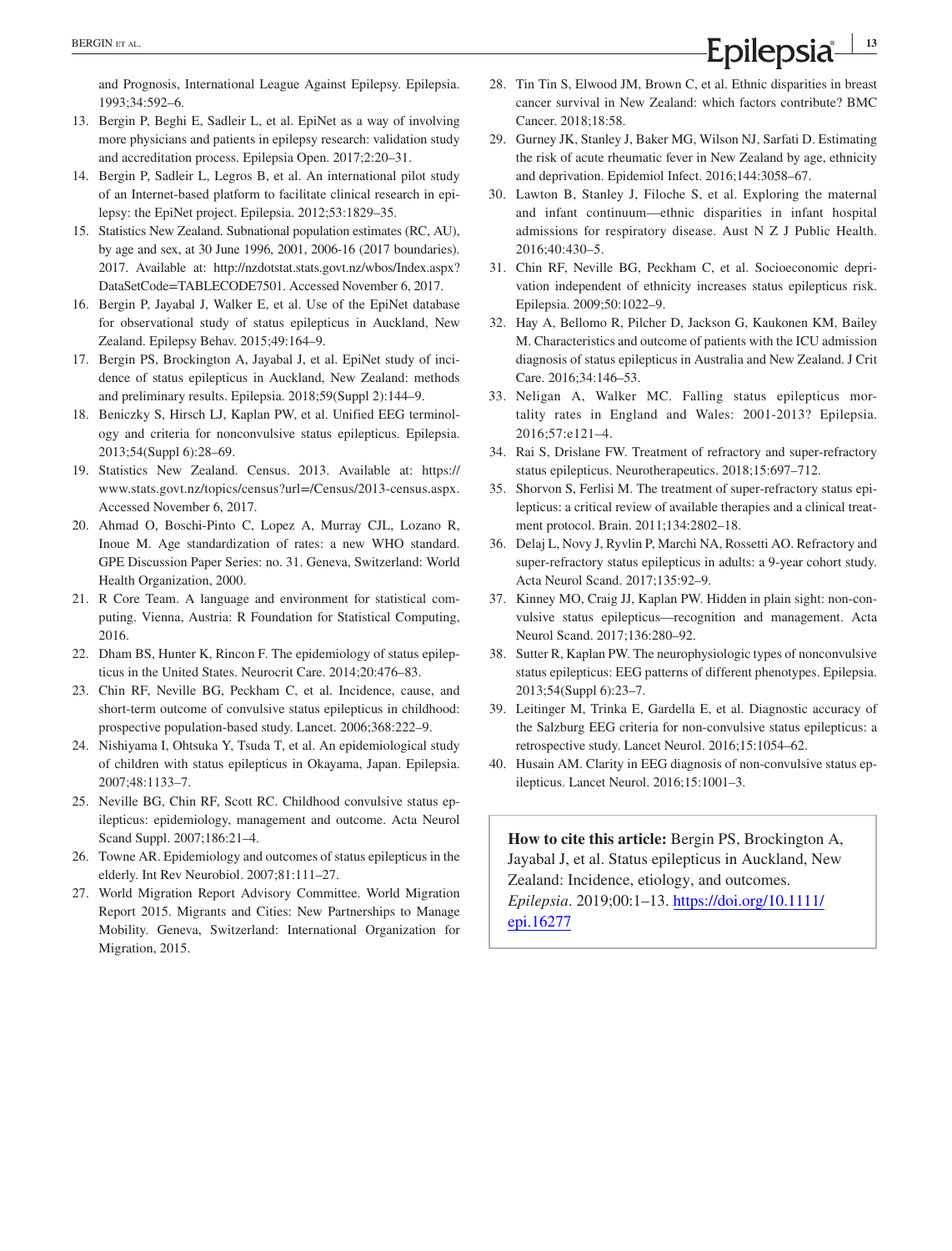and Prognosis, International League Against Epilepsy. Epilepsia. 1993;34:592–6.

13. Bergin P, Beghi E, Sadleir L, et al. EpiNet as a way of involving more physicians and patients in epilepsy research: validation study and accreditation process. Epilepsia Open. 2017;2:20–31.
14. Bergin P, Sadleir L, Legros B, et al. An international pilot study of an Internet-based platform to facilitate clinical research in epilepsy: the EpiNet project. Epilepsia. 2012;53:1829–35.
15. Statistics New Zealand. Subnational population estimates (RC, AU), by age and sex, at 30 June 1996, 2001, 2006-16 (2017 boundaries). 2017. Available at: http://nzdotstat.stats.govt.nz/wbos/Index.aspx?DataSetCode=TABLECODE7501. Accessed November 6, 2017.
16. Bergin P, Jayabal J, Walker E, et al. Use of the EpiNet database for observational study of status epilepticus in Auckland, New Zealand. Epilepsy Behav. 2015;49:164–9.
17. Bergin PS, Brockington A, Jayabal J, et al. EpiNet study of incidence of status epilepticus in Auckland, New Zealand: methods and preliminary results. Epilepsia. 2018;59(Suppl 2):144–9.
18. Beniczky S, Hirsch LJ, Kaplan PW, et al. Unified EEG terminology and criteria for nonconvulsive status epilepticus. Epilepsia. 2013;54(Suppl 6):28–69.
19. Statistics New Zealand. Census. 2013. Available at: https://www.stats.govt.nz/topics/census?url=/Census/2013-census.aspx. Accessed November 6, 2017.
20. Ahmad O, Boschi-Pinto C, Lopez A, Murray CJL, Lozano R, Inoue M. Age standardization of rates: a new WHO standard. GPE Discussion Paper Series: no. 31. Geneva, Switzerland: World Health Organization, 2000.
21. R Core Team. A language and environment for statistical computing. Vienna, Austria: R Foundation for Statistical Computing, 2016.
22. Dham BS, Hunter K, Rincon F. The epidemiology of status epilepticus in the United States. Neurocrit Care. 2014;20:476–83.
23. Chin RF, Neville BG, Peckham C, et al. Incidence, cause, and short-term outcome of convulsive status epilepticus in childhood: prospective population-based study. Lancet. 2006;368:222–9.
24. Nishiyama I, Ohtsuka Y, Tsuda T, et al. An epidemiological study of children with status epilepticus in Okayama, Japan. Epilepsia. 2007;48:1133–7.
25. Neville BG, Chin RF, Scott RC. Childhood convulsive status epilepticus: epidemiology, management and outcome. Acta Neurol Scand Suppl. 2007;186:21–4.
26. Towne AR. Epidemiology and outcomes of status epilepticus in the elderly. Int Rev Neurobiol. 2007;81:111–27.
27. World Migration Report Advisory Committee. World Migration Report 2015. Migrants and Cities: New Partnerships to Manage Mobility. Geneva, Switzerland: International Organization for Migration, 2015.
28. Tin Tin S, Elwood JM, Brown C, et al. Ethnic disparities in breast cancer survival in New Zealand: which factors contribute? BMC Cancer. 2018;18:58.
29. Gurney JK, Stanley J, Baker MG, Wilson NJ, Sarfati D. Estimating the risk of acute rheumatic fever in New Zealand by age, ethnicity and deprivation. Epidemiol Infect. 2016;144:3058–67.
30. Lawton B, Stanley J, Filoche S, et al. Exploring the maternal and infant continuum—ethnic disparities in infant hospital admissions for respiratory disease. Aust N Z J Public Health. 2016;40:430–5.
31. Chin RF, Neville BG, Peckham C, et al. Socioeconomic deprivation independent of ethnicity increases status epilepticus risk. Epilepsia. 2009;50:1022–9.
32. Hay A, Bellomo R, Pilcher D, Jackson G, Kaukonen KM, Bailey M. Characteristics and outcome of patients with the ICU admission diagnosis of status epilepticus in Australia and New Zealand. J Crit Care. 2016;34:146–53.
33. Neligan A, Walker MC. Falling status epilepticus mortality rates in England and Wales: 2001-2013? Epilepsia. 2016;57:e121–4.
34. Rai S, Drislane FW. Treatment of refractory and super-refractory status epilepticus. Neurotherapeutics. 2018;15:697–712.
35. Shorvon S, Ferlisi M. The treatment of super-refractory status epilepticus: a critical review of available therapies and a clinical treatment protocol. Brain. 2011;134:2802–18.
36. Delaj L, Novy J, Ryvlin P, Marchi NA, Rossetti AO. Refractory and super-refractory status epilepticus in adults: a 9-year cohort study. Acta Neurol Scand. 2017;135:92–9.
37. Kinney MO, Craig JJ, Kaplan PW. Hidden in plain sight: non-convulsive status epilepticus—recognition and management. Acta Neurol Scand. 2017;136:280–92.
38. Sutter R, Kaplan PW. The neurophysiologic types of nonconvulsive status epilepticus: EEG patterns of different phenotypes. Epilepsia. 2013;54(Suppl 6):23–7.
39. Leitinger M, Trinka E, Gardella E, et al. Diagnostic accuracy of the Salzburg EEG criteria for non-convulsive status epilepticus: a retrospective study. Lancet Neurol. 2016;15:1054–62.
40. Husain AM. Clarity in EEG diagnosis of non-convulsive status epilepticus. Lancet Neurol. 2016;15:1001–3.

**How to cite this article:** Bergin PS, Brockington A, Jayabal J, et al. Status epilepticus in Auckland, New Zealand: Incidence, etiology, and outcomes. *Epilepsia*. 2019;00:1–13. https://doi.org/10.1111/epi.16277